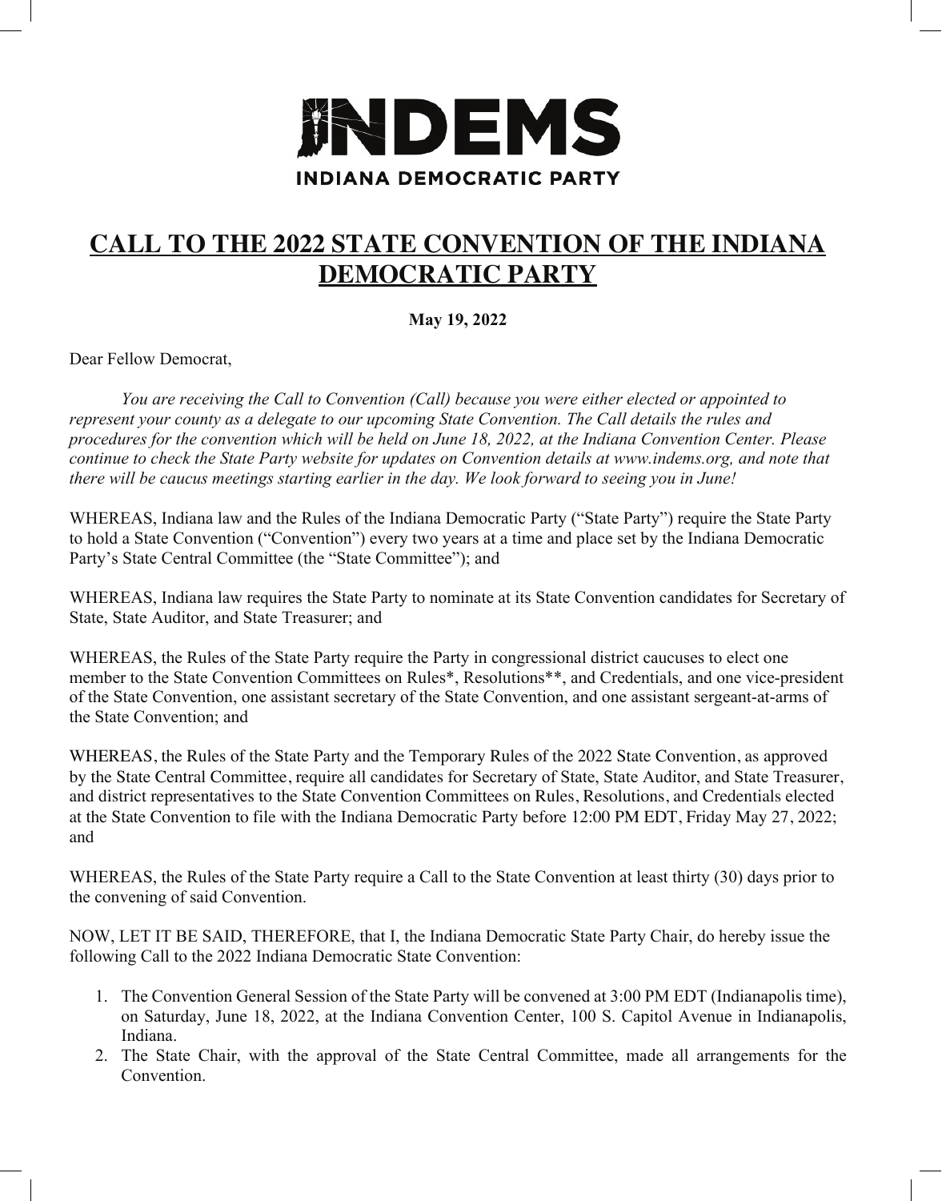INDEMS

INDIANA DEMOCRATIC PARTY

# CALL TO THE 2022 STATE CONVENTION OF THE INDIANA DEMOCRATIC PARTY

**May 19, 2022**

Dear Fellow Democrat,

*You are receiving the Call to Convention (Call) because you were either elected or appointed to represent your county as a delegate to our upcoming State Convention. The Call details the rules and procedures for the convention which will be held on June 18, 2022, at the Indiana Convention Center. Please continue to check the State Party website for updates on Convention details at www.indems.org, and note that there will be caucus meetings starting earlier in the day. We look forward to seeing you in June!*

WHEREAS, Indiana law and the Rules of the Indiana Democratic Party ("State Party") require the State Party to hold a State Convention ("Convention") every two years at a time and place set by the Indiana Democratic Party's State Central Committee (the "State Committee"); and

WHEREAS, Indiana law requires the State Party to nominate at its State Convention candidates for Secretary of State, State Auditor, and State Treasurer; and

WHEREAS, the Rules of the State Party require the Party in congressional district caucuses to elect one member to the State Convention Committees on Rules*, Resolutions**, and Credentials, and one vice-president of the State Convention, one assistant secretary of the State Convention, and one assistant sergeant-at-arms of the State Convention; and

WHEREAS, the Rules of the State Party and the Temporary Rules of the 2022 State Convention, as approved by the State Central Committee, require all candidates for Secretary of State, State Auditor, and State Treasurer, and district representatives to the State Convention Committees on Rules, Resolutions, and Credentials elected at the State Convention to file with the Indiana Democratic Party before 12:00 PM EDT, Friday May 27, 2022; and

WHEREAS, the Rules of the State Party require a Call to the State Convention at least thirty (30) days prior to the convening of said Convention.

NOW, LET IT BE SAID, THEREFORE, that I, the Indiana Democratic State Party Chair, do hereby issue the following Call to the 2022 Indiana Democratic State Convention:

1. The Convention General Session of the State Party will be convened at 3:00 PM EDT (Indianapolis time), on Saturday, June 18, 2022, at the Indiana Convention Center, 100 S. Capitol Avenue in Indianapolis, Indiana.
2. The State Chair, with the approval of the State Central Committee, made all arrangements for the Convention.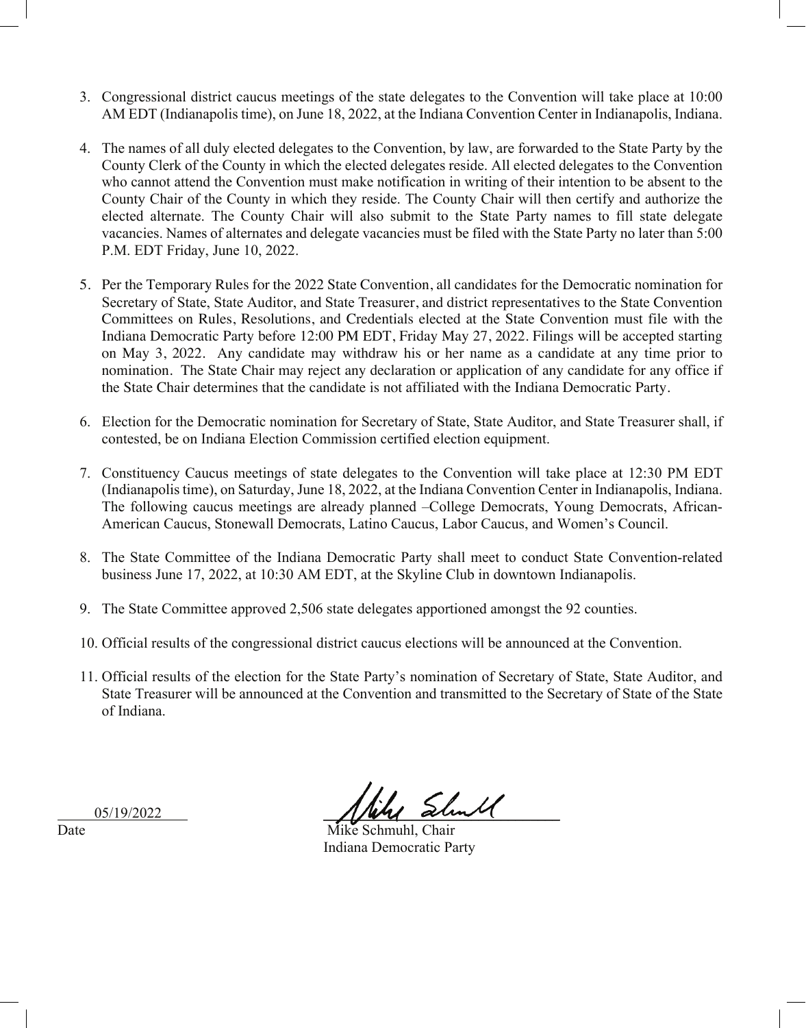3. Congressional district caucus meetings of the state delegates to the Convention will take place at 10:00 AM EDT (Indianapolis time), on June 18, 2022, at the Indiana Convention Center in Indianapolis, Indiana.

4. The names of all duly elected delegates to the Convention, by law, are forwarded to the State Party by the County Clerk of the County in which the elected delegates reside. All elected delegates to the Convention who cannot attend the Convention must make notification in writing of their intention to be absent to the County Chair of the County in which they reside. The County Chair will then certify and authorize the elected alternate. The County Chair will also submit to the State Party names to fill state delegate vacancies. Names of alternates and delegate vacancies must be filed with the State Party no later than 5:00 P.M. EDT Friday, June 10, 2022.

5. Per the Temporary Rules for the 2022 State Convention, all candidates for the Democratic nomination for Secretary of State, State Auditor, and State Treasurer, and district representatives to the State Convention Committees on Rules, Resolutions, and Credentials elected at the State Convention must file with the Indiana Democratic Party before 12:00 PM EDT, Friday May 27, 2022. Filings will be accepted starting on May 3, 2022. Any candidate may withdraw his or her name as a candidate at any time prior to nomination. The State Chair may reject any declaration or application of any candidate for any office if the State Chair determines that the candidate is not affiliated with the Indiana Democratic Party.

6. Election for the Democratic nomination for Secretary of State, State Auditor, and State Treasurer shall, if contested, be on Indiana Election Commission certified election equipment.

7. Constituency Caucus meetings of state delegates to the Convention will take place at 12:30 PM EDT (Indianapolis time), on Saturday, June 18, 2022, at the Indiana Convention Center in Indianapolis, Indiana. The following caucus meetings are already planned –College Democrats, Young Democrats, African-American Caucus, Stonewall Democrats, Latino Caucus, Labor Caucus, and Women's Council.

8. The State Committee of the Indiana Democratic Party shall meet to conduct State Convention-related business June 17, 2022, at 10:30 AM EDT, at the Skyline Club in downtown Indianapolis.

9. The State Committee approved 2,506 state delegates apportioned amongst the 92 counties.

10. Official results of the congressional district caucus elections will be announced at the Convention.

11. Official results of the election for the State Party's nomination of Secretary of State, State Auditor, and State Treasurer will be announced at the Convention and transmitted to the Secretary of State of the State of Indiana.

05/19/2022
Date

Mike Schmuhl, Chair
Indiana Democratic Party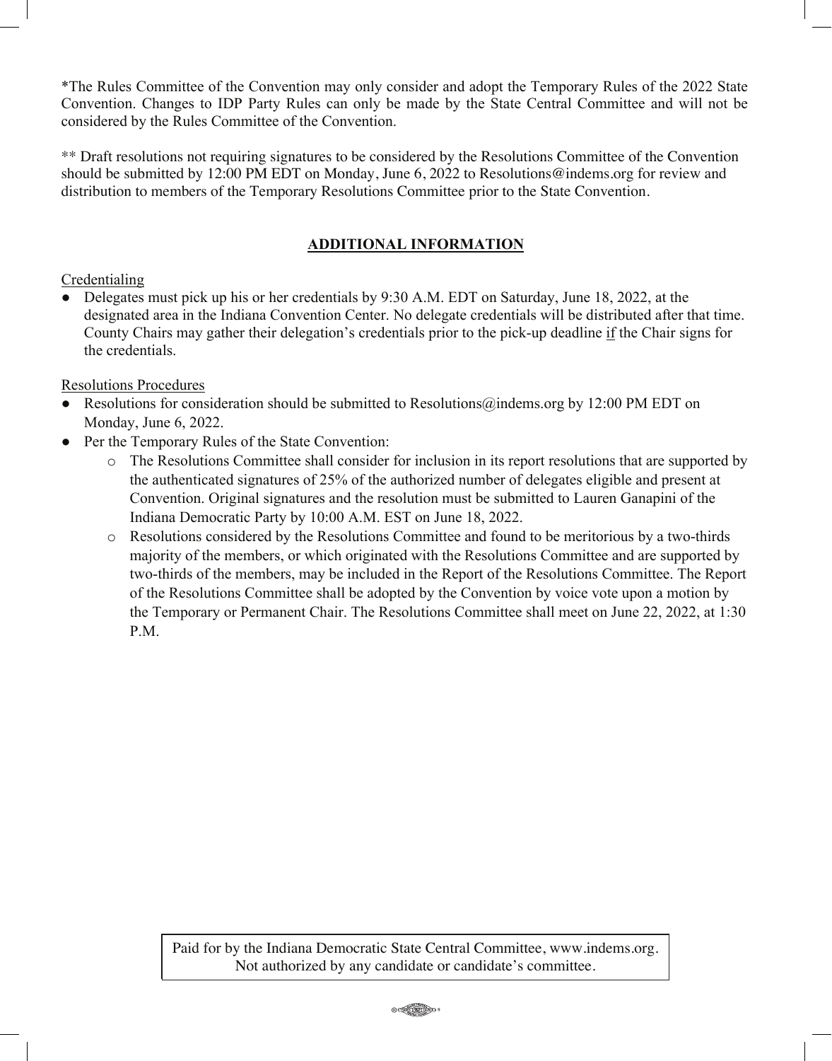*The Rules Committee of the Convention may only consider and adopt the Temporary Rules of the 2022 State Convention. Changes to IDP Party Rules can only be made by the State Central Committee and will not be considered by the Rules Committee of the Convention.

** Draft resolutions not requiring signatures to be considered by the Resolutions Committee of the Convention should be submitted by 12:00 PM EDT on Monday, June 6, 2022 to Resolutions@indems.org for review and distribution to members of the Temporary Resolutions Committee prior to the State Convention.

## ADDITIONAL INFORMATION

Credentialing

- Delegates must pick up his or her credentials by 9:30 A.M. EDT on Saturday, June 18, 2022, at the designated area in the Indiana Convention Center. No delegate credentials will be distributed after that time. County Chairs may gather their delegation's credentials prior to the pick-up deadline if the Chair signs for the credentials.

Resolutions Procedures

- Resolutions for consideration should be submitted to Resolutions@indems.org by 12:00 PM EDT on Monday, June 6, 2022.
- Per the Temporary Rules of the State Convention:
  - The Resolutions Committee shall consider for inclusion in its report resolutions that are supported by the authenticated signatures of 25% of the authorized number of delegates eligible and present at Convention. Original signatures and the resolution must be submitted to Lauren Ganapini of the Indiana Democratic Party by 10:00 A.M. EST on June 18, 2022.
  - Resolutions considered by the Resolutions Committee and found to be meritorious by a two-thirds majority of the members, or which originated with the Resolutions Committee and are supported by two-thirds of the members, may be included in the Report of the Resolutions Committee. The Report of the Resolutions Committee shall be adopted by the Convention by voice vote upon a motion by the Temporary or Permanent Chair. The Resolutions Committee shall meet on June 22, 2022, at 1:30 P.M.

Paid for by the Indiana Democratic State Central Committee, www.indems.org.
Not authorized by any candidate or candidate's committee.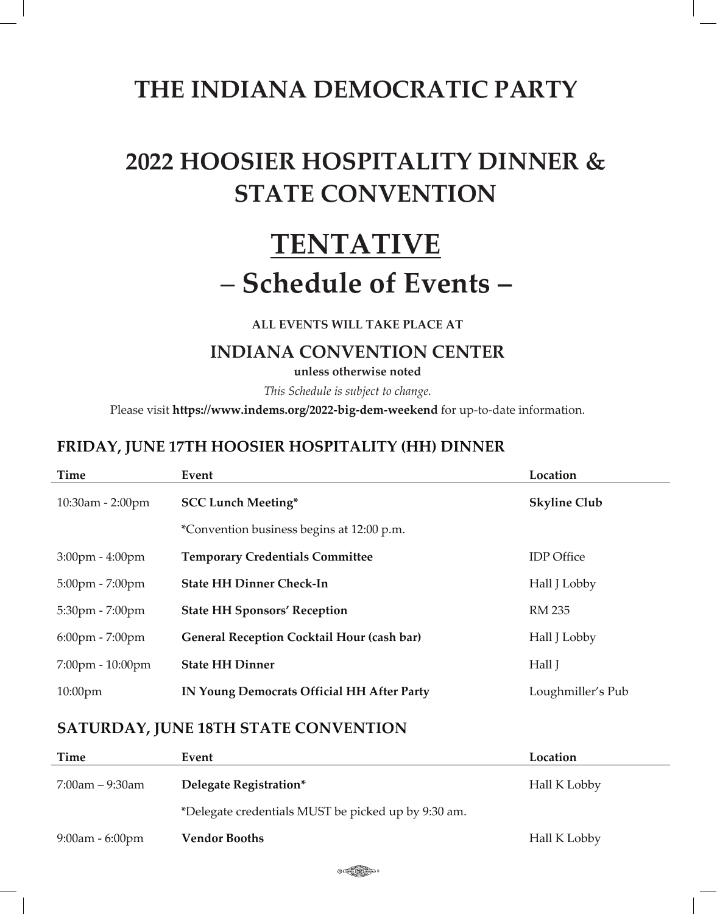# THE INDIANA DEMOCRATIC PARTY

# 2022 HOOSIER HOSPITALITY DINNER & STATE CONVENTION

# <u>TENTATIVE</u>

# – Schedule of Events –

**ALL EVENTS WILL TAKE PLACE AT**

## INDIANA CONVENTION CENTER

**unless otherwise noted**

*This Schedule is subject to change.*

Please visit **https://www.indems.org/2022-big-dem-weekend** for up-to-date information.

### FRIDAY, JUNE 17TH HOOSIER HOSPITALITY (HH) DINNER

| Time | Event | Location |
|---|---|---|
| 10:30am - 2:00pm | **SCC Lunch Meeting*** | **Skyline Club** |
| | *Convention business begins at 12:00 p.m. | |
| 3:00pm - 4:00pm | **Temporary Credentials Committee** | IDP Office |
| 5:00pm - 7:00pm | **State HH Dinner Check-In** | Hall J Lobby |
| 5:30pm - 7:00pm | **State HH Sponsors' Reception** | RM 235 |
| 6:00pm - 7:00pm | **General Reception Cocktail Hour (cash bar)** | Hall J Lobby |
| 7:00pm - 10:00pm | **State HH Dinner** | Hall J |
| 10:00pm | **IN Young Democrats Official HH After Party** | Loughmiller's Pub |

### SATURDAY, JUNE 18TH STATE CONVENTION

| Time | Event | Location |
|---|---|---|
| 7:00am – 9:30am | **Delegate Registration*** | Hall K Lobby |
| | *Delegate credentials MUST be picked up by 9:30 am. | |
| 9:00am - 6:00pm | **Vendor Booths** | Hall K Lobby |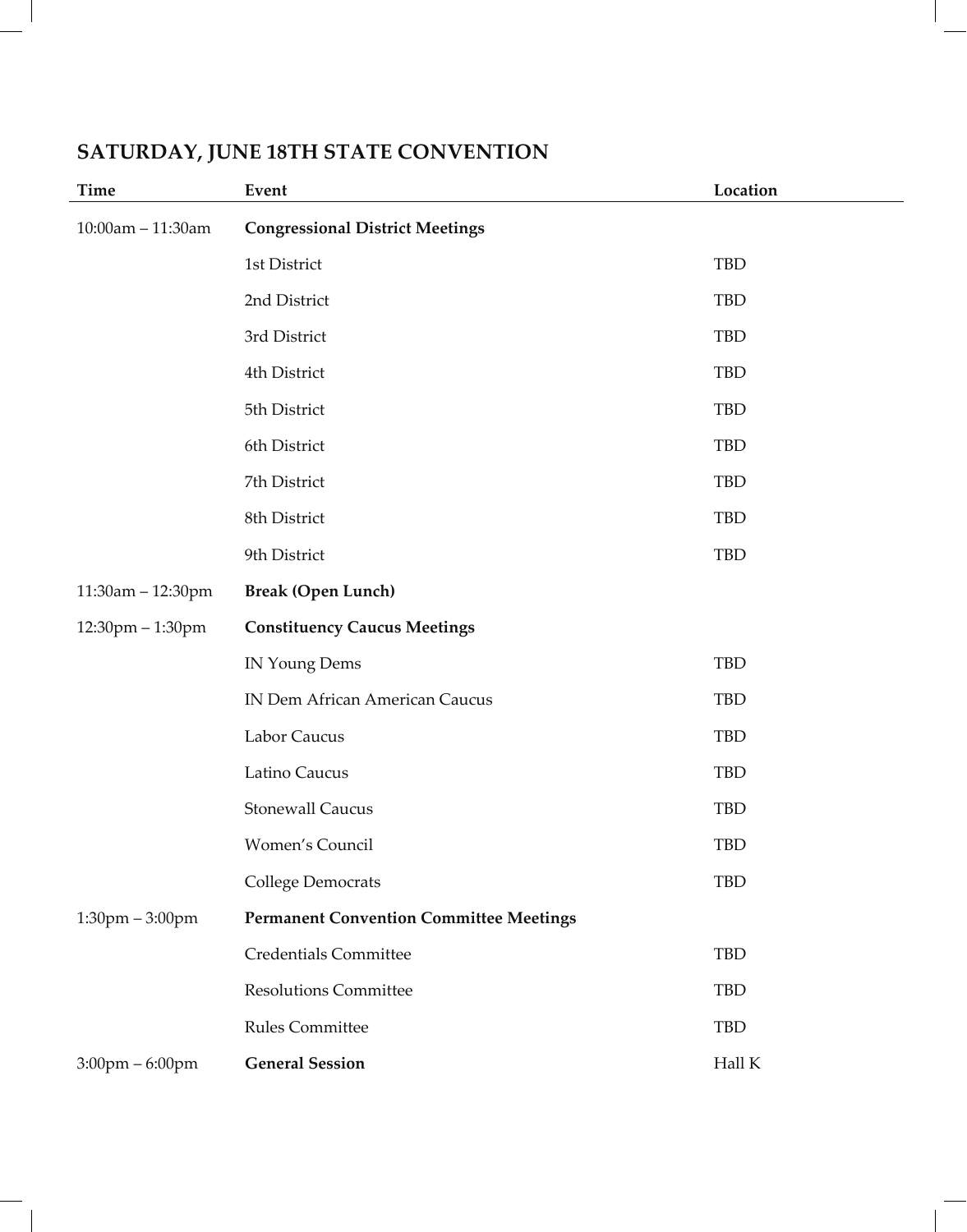## SATURDAY, JUNE 18TH STATE CONVENTION

| Time | Event | Location |
|---|---|---|
| 10:00am – 11:30am | **Congressional District Meetings** | |
| | 1st District | TBD |
| | 2nd District | TBD |
| | 3rd District | TBD |
| | 4th District | TBD |
| | 5th District | TBD |
| | 6th District | TBD |
| | 7th District | TBD |
| | 8th District | TBD |
| | 9th District | TBD |
| 11:30am – 12:30pm | **Break (Open Lunch)** | |
| 12:30pm – 1:30pm | **Constituency Caucus Meetings** | |
| | IN Young Dems | TBD |
| | IN Dem African American Caucus | TBD |
| | Labor Caucus | TBD |
| | Latino Caucus | TBD |
| | Stonewall Caucus | TBD |
| | Women's Council | TBD |
| | College Democrats | TBD |
| 1:30pm – 3:00pm | **Permanent Convention Committee Meetings** | |
| | Credentials Committee | TBD |
| | Resolutions Committee | TBD |
| | Rules Committee | TBD |
| 3:00pm – 6:00pm | **General Session** | Hall K |